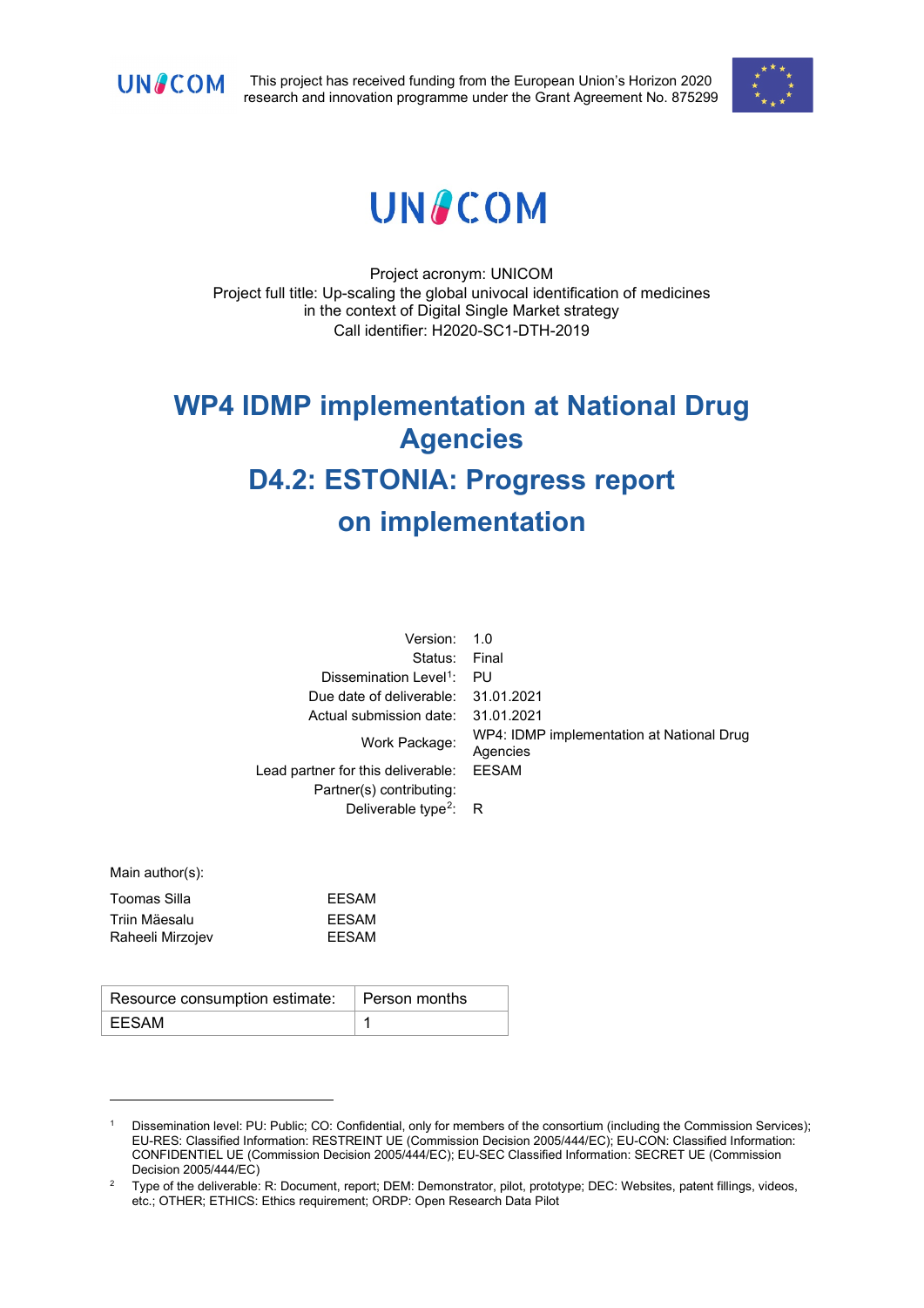This project has received funding from the European Union's Horizon 2020 research and innovation programme under the Grant Agreement No. 875299

# UNICOM

Project acronym: UNICOM
Project full title: Up-scaling the global univocal identification of medicines in the context of Digital Single Market strategy
Call identifier: H2020-SC1-DTH-2019

# WP4 IDMP implementation at National Drug Agencies

# D4.2: ESTONIA: Progress report on implementation

| | |
|---|---|
| Version: | 1.0 |
| Status: | Final |
| Dissemination Level[1]: | PU |
| Due date of deliverable: | 31.01.2021 |
| Actual submission date: | 31.01.2021 |
| Work Package: | WP4: IDMP implementation at National Drug Agencies |
| Lead partner for this deliverable: | EESAM |
| Partner(s) contributing: | |
| Deliverable type[2]: | R |

Main author(s):

| | |
|---|---|
| Toomas Silla | EESAM |
| Triin Mäesalu | EESAM |
| Raheeli Mirzojev | EESAM |

| Resource consumption estimate: | Person months |
|---|---|
| EESAM | 1 |

[1] Dissemination level: PU: Public; CO: Confidential, only for members of the consortium (including the Commission Services); EU-RES: Classified Information: RESTREINT UE (Commission Decision 2005/444/EC); EU-CON: Classified Information: CONFIDENTIEL UE (Commission Decision 2005/444/EC); EU-SEC Classified Information: SECRET UE (Commission Decision 2005/444/EC)

[2] Type of the deliverable: R: Document, report; DEM: Demonstrator, pilot, prototype; DEC: Websites, patent fillings, videos, etc.; OTHER; ETHICS: Ethics requirement; ORDP: Open Research Data Pilot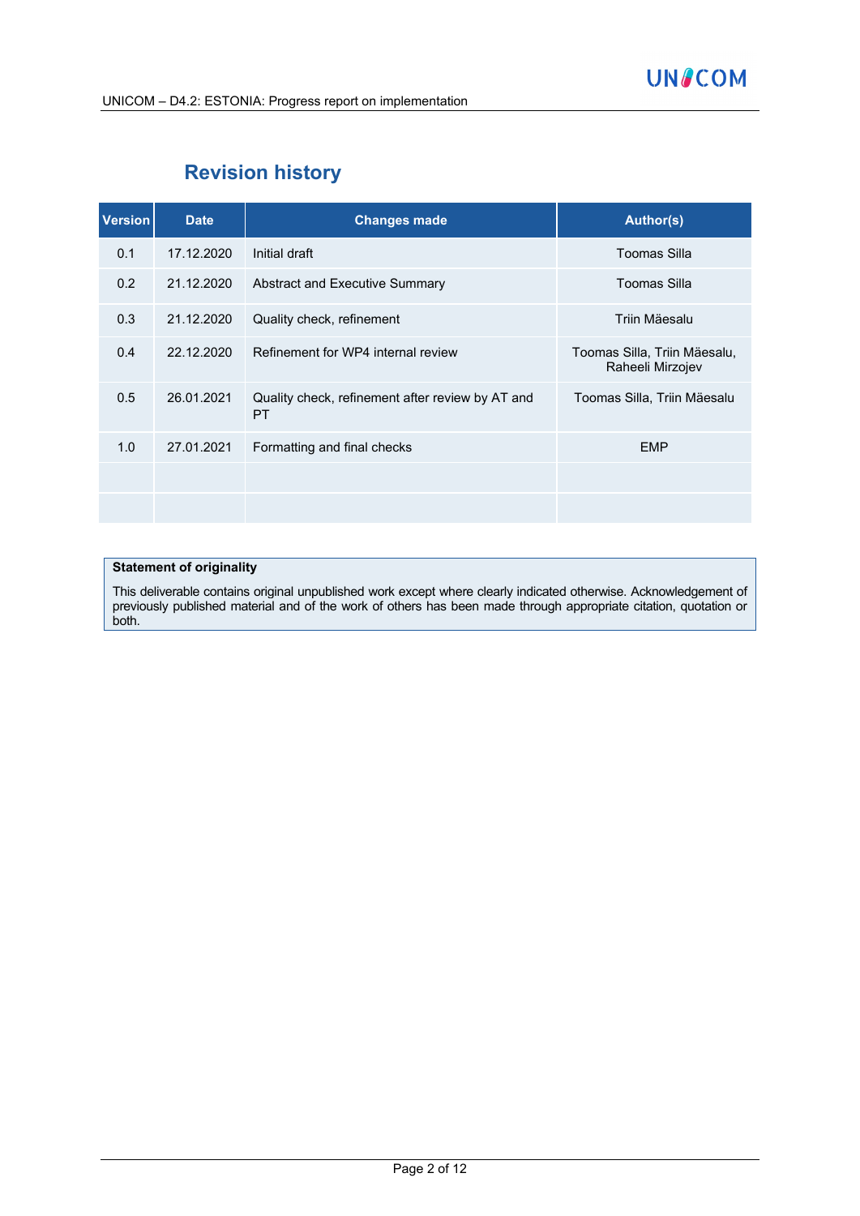## Revision history

| Version | Date | Changes made | Author(s) |
|---|---|---|---|
| 0.1 | 17.12.2020 | Initial draft | Toomas Silla |
| 0.2 | 21.12.2020 | Abstract and Executive Summary | Toomas Silla |
| 0.3 | 21.12.2020 | Quality check, refinement | Triin Mäesalu |
| 0.4 | 22.12.2020 | Refinement for WP4 internal review | Toomas Silla, Triin Mäesalu, Raheeli Mirzojev |
| 0.5 | 26.01.2021 | Quality check, refinement after review by AT and PT | Toomas Silla, Triin Mäesalu |
| 1.0 | 27.01.2021 | Formatting and final checks | EMP |
| | | | |
| | | | |

**Statement of originality**

This deliverable contains original unpublished work except where clearly indicated otherwise. Acknowledgement of previously published material and of the work of others has been made through appropriate citation, quotation or both.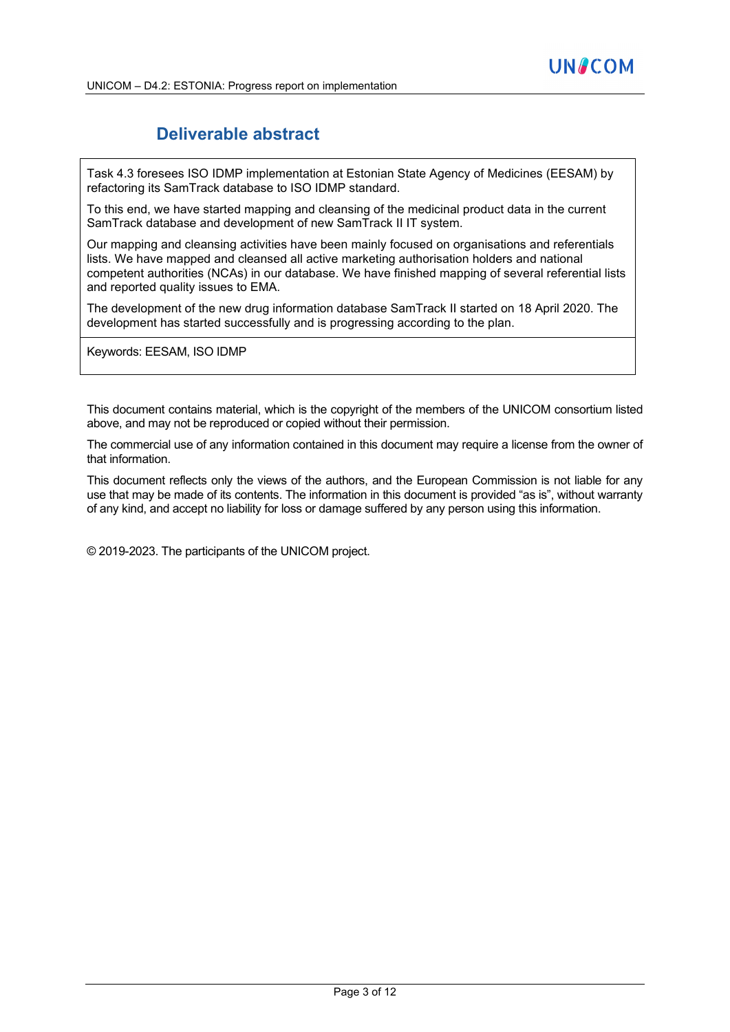## Deliverable abstract

Task 4.3 foresees ISO IDMP implementation at Estonian State Agency of Medicines (EESAM) by refactoring its SamTrack database to ISO IDMP standard.

To this end, we have started mapping and cleansing of the medicinal product data in the current SamTrack database and development of new SamTrack II IT system.

Our mapping and cleansing activities have been mainly focused on organisations and referentials lists. We have mapped and cleansed all active marketing authorisation holders and national competent authorities (NCAs) in our database. We have finished mapping of several referential lists and reported quality issues to EMA.

The development of the new drug information database SamTrack II started on 18 April 2020. The development has started successfully and is progressing according to the plan.

Keywords: EESAM, ISO IDMP

This document contains material, which is the copyright of the members of the UNICOM consortium listed above, and may not be reproduced or copied without their permission.

The commercial use of any information contained in this document may require a license from the owner of that information.

This document reflects only the views of the authors, and the European Commission is not liable for any use that may be made of its contents. The information in this document is provided "as is", without warranty of any kind, and accept no liability for loss or damage suffered by any person using this information.

© 2019-2023. The participants of the UNICOM project.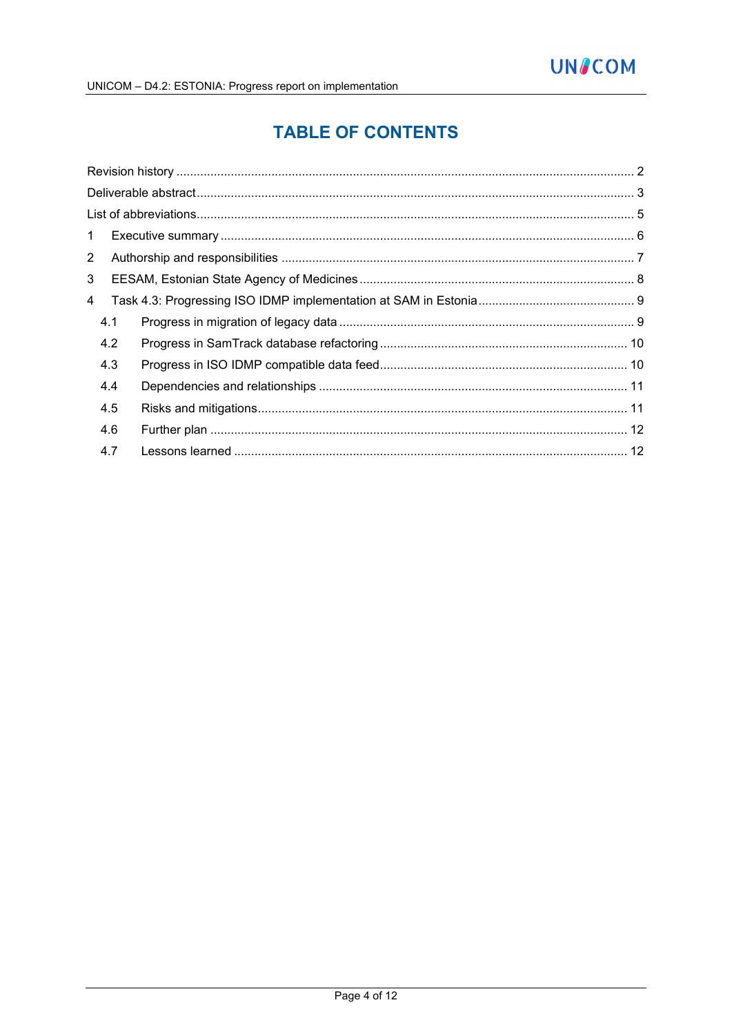# TABLE OF CONTENTS

Revision history ..................................................................................................................................... 2

Deliverable abstract ............................................................................................................................... 3

List of abbreviations ............................................................................................................................... 5

1 Executive summary ........................................................................................................................ 6

2 Authorship and responsibilities ...................................................................................................... 7

3 EESAM, Estonian State Agency of Medicines ............................................................................... 8

4 Task 4.3: Progressing ISO IDMP implementation at SAM in Estonia ............................................. 9

4.1 Progress in migration of legacy data ...................................................................................... 9

4.2 Progress in SamTrack database refactoring ........................................................................ 10

4.3 Progress in ISO IDMP compatible data feed ........................................................................ 10

4.4 Dependencies and relationships .......................................................................................... 11

4.5 Risks and mitigations ........................................................................................................... 11

4.6 Further plan .......................................................................................................................... 12

4.7 Lessons learned ................................................................................................................... 12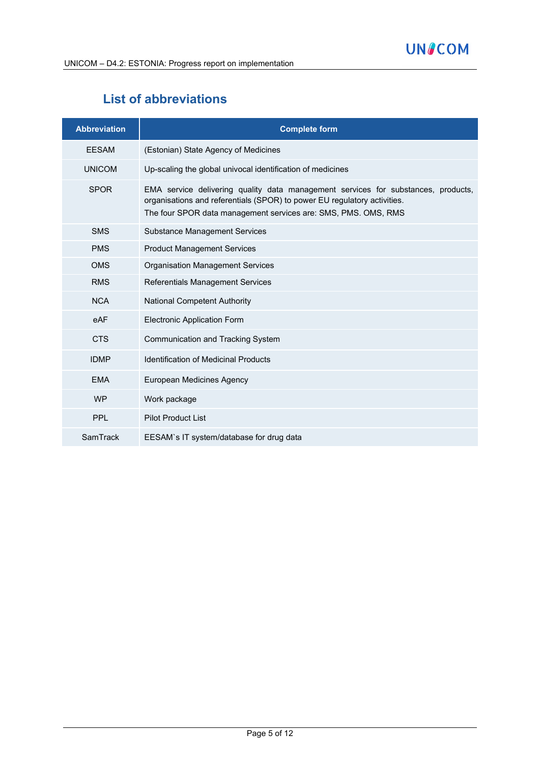## List of abbreviations

| Abbreviation | Complete form |
|---|---|
| EESAM | (Estonian) State Agency of Medicines |
| UNICOM | Up-scaling the global univocal identification of medicines |
| SPOR | EMA service delivering quality data management services for substances, products, organisations and referentials (SPOR) to power EU regulatory activities. The four SPOR data management services are: SMS, PMS. OMS, RMS |
| SMS | Substance Management Services |
| PMS | Product Management Services |
| OMS | Organisation Management Services |
| RMS | Referentials Management Services |
| NCA | National Competent Authority |
| eAF | Electronic Application Form |
| CTS | Communication and Tracking System |
| IDMP | Identification of Medicinal Products |
| EMA | European Medicines Agency |
| WP | Work package |
| PPL | Pilot Product List |
| SamTrack | EESAM`s IT system/database for drug data |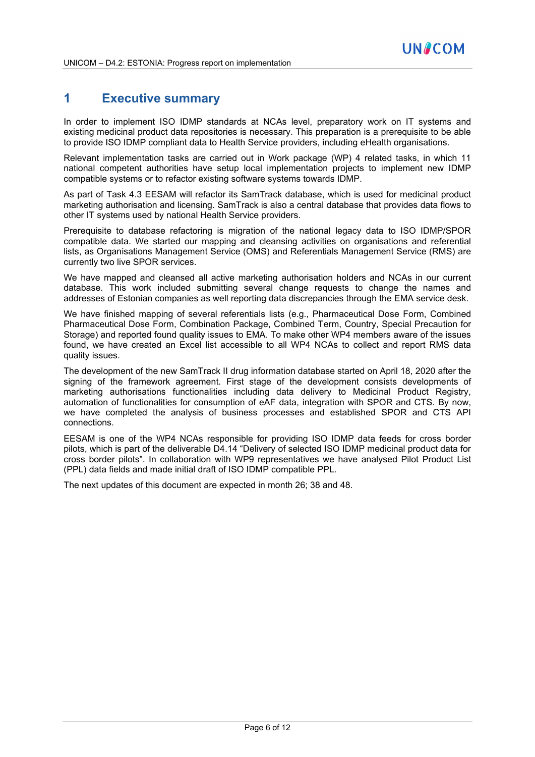# 1 Executive summary

In order to implement ISO IDMP standards at NCAs level, preparatory work on IT systems and existing medicinal product data repositories is necessary. This preparation is a prerequisite to be able to provide ISO IDMP compliant data to Health Service providers, including eHealth organisations.

Relevant implementation tasks are carried out in Work package (WP) 4 related tasks, in which 11 national competent authorities have setup local implementation projects to implement new IDMP compatible systems or to refactor existing software systems towards IDMP.

As part of Task 4.3 EESAM will refactor its SamTrack database, which is used for medicinal product marketing authorisation and licensing. SamTrack is also a central database that provides data flows to other IT systems used by national Health Service providers.

Prerequisite to database refactoring is migration of the national legacy data to ISO IDMP/SPOR compatible data. We started our mapping and cleansing activities on organisations and referential lists, as Organisations Management Service (OMS) and Referentials Management Service (RMS) are currently two live SPOR services.

We have mapped and cleansed all active marketing authorisation holders and NCAs in our current database. This work included submitting several change requests to change the names and addresses of Estonian companies as well reporting data discrepancies through the EMA service desk.

We have finished mapping of several referentials lists (e.g., Pharmaceutical Dose Form, Combined Pharmaceutical Dose Form, Combination Package, Combined Term, Country, Special Precaution for Storage) and reported found quality issues to EMA. To make other WP4 members aware of the issues found, we have created an Excel list accessible to all WP4 NCAs to collect and report RMS data quality issues.

The development of the new SamTrack II drug information database started on April 18, 2020 after the signing of the framework agreement. First stage of the development consists developments of marketing authorisations functionalities including data delivery to Medicinal Product Registry, automation of functionalities for consumption of eAF data, integration with SPOR and CTS. By now, we have completed the analysis of business processes and established SPOR and CTS API connections.

EESAM is one of the WP4 NCAs responsible for providing ISO IDMP data feeds for cross border pilots, which is part of the deliverable D4.14 "Delivery of selected ISO IDMP medicinal product data for cross border pilots". In collaboration with WP9 representatives we have analysed Pilot Product List (PPL) data fields and made initial draft of ISO IDMP compatible PPL.

The next updates of this document are expected in month 26; 38 and 48.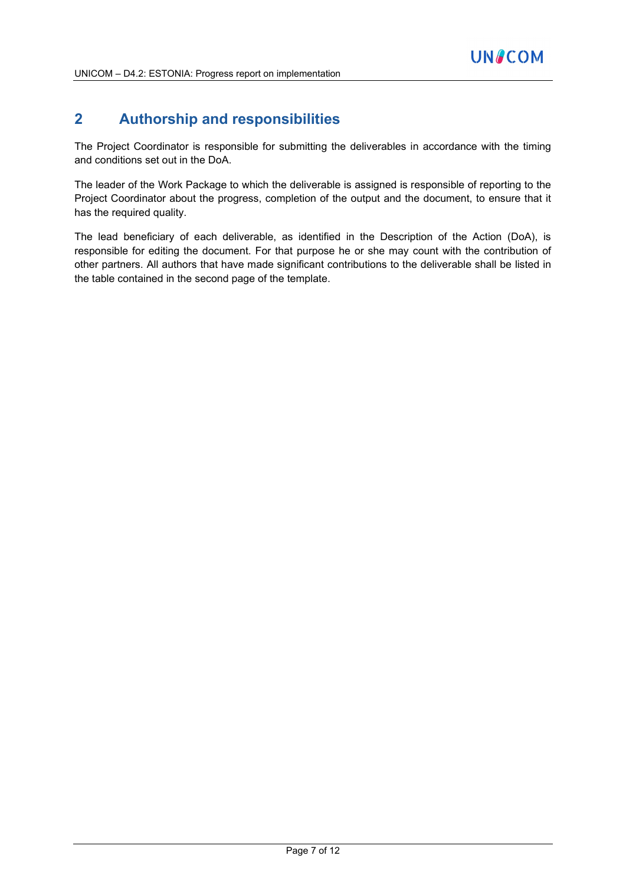# 2 Authorship and responsibilities

The Project Coordinator is responsible for submitting the deliverables in accordance with the timing and conditions set out in the DoA.

The leader of the Work Package to which the deliverable is assigned is responsible of reporting to the Project Coordinator about the progress, completion of the output and the document, to ensure that it has the required quality.

The lead beneficiary of each deliverable, as identified in the Description of the Action (DoA), is responsible for editing the document. For that purpose he or she may count with the contribution of other partners. All authors that have made significant contributions to the deliverable shall be listed in the table contained in the second page of the template.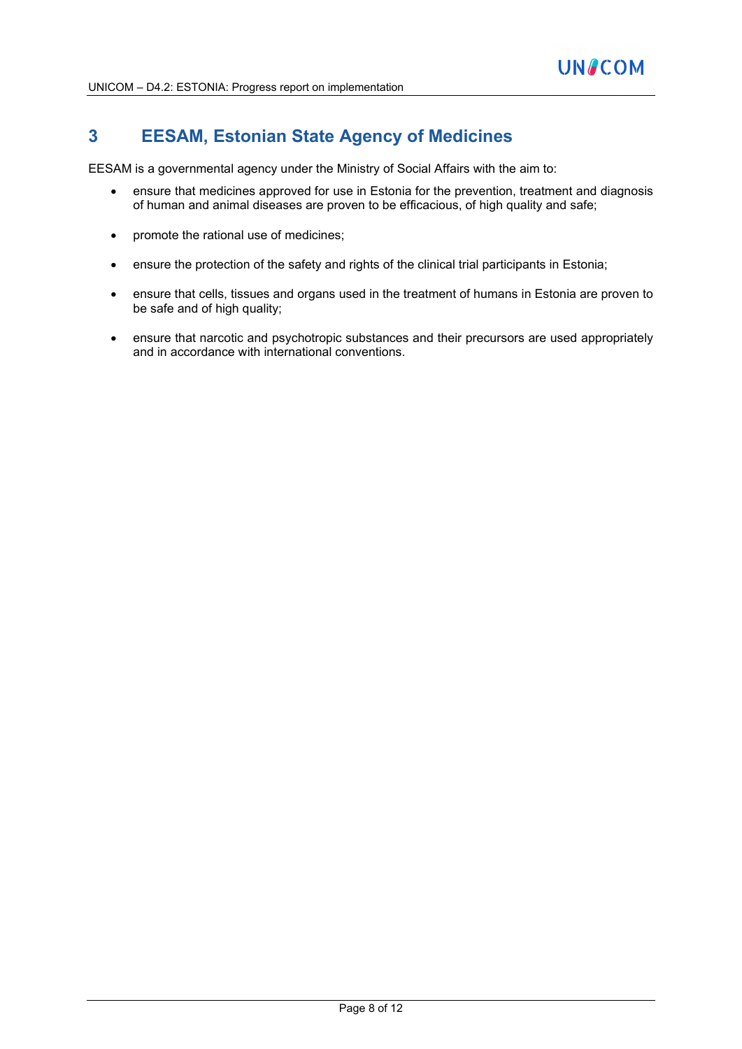# 3 EESAM, Estonian State Agency of Medicines

EESAM is a governmental agency under the Ministry of Social Affairs with the aim to:

- ensure that medicines approved for use in Estonia for the prevention, treatment and diagnosis of human and animal diseases are proven to be efficacious, of high quality and safe;
- promote the rational use of medicines;
- ensure the protection of the safety and rights of the clinical trial participants in Estonia;
- ensure that cells, tissues and organs used in the treatment of humans in Estonia are proven to be safe and of high quality;
- ensure that narcotic and psychotropic substances and their precursors are used appropriately and in accordance with international conventions.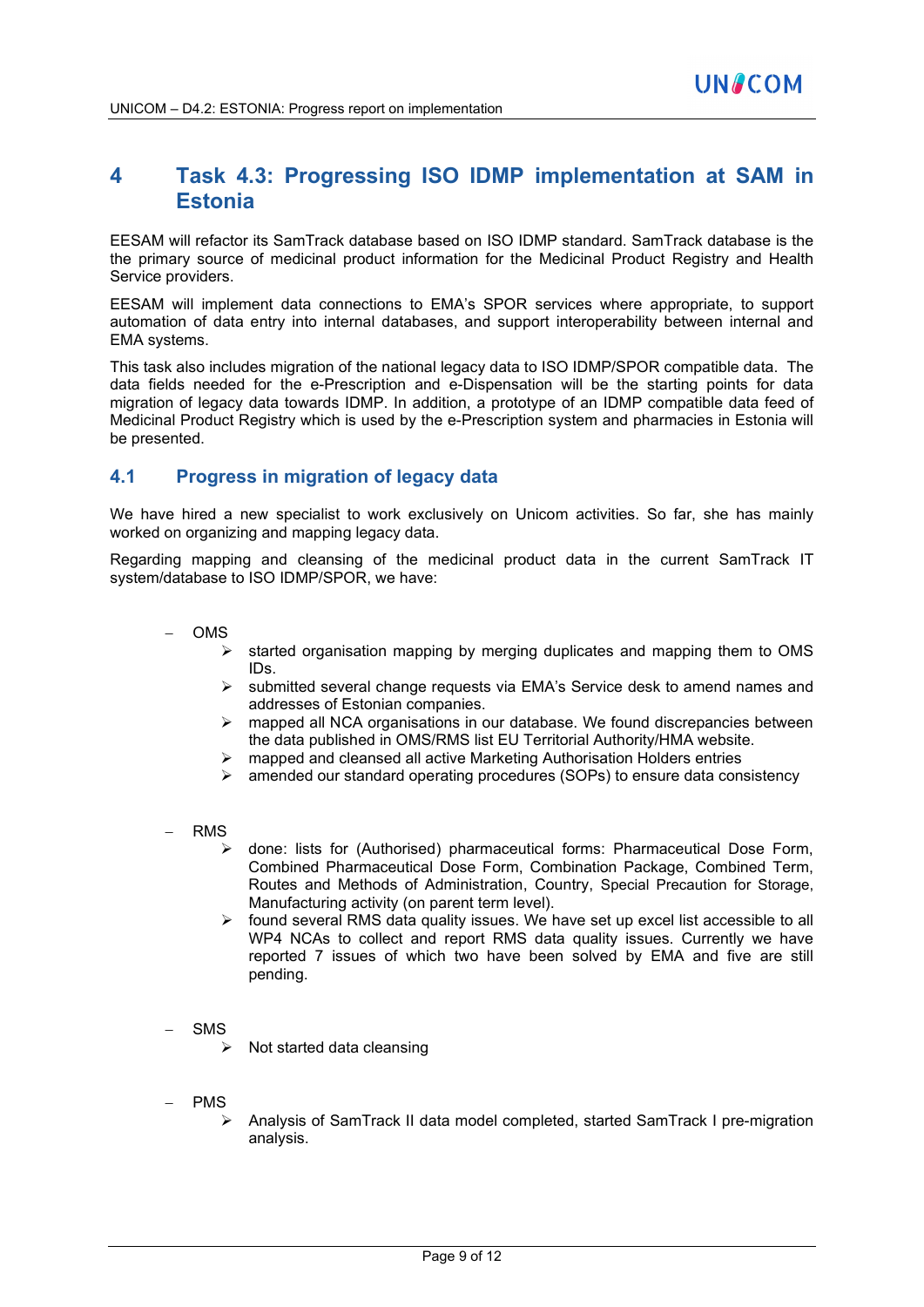# 4 Task 4.3: Progressing ISO IDMP implementation at SAM in Estonia

EESAM will refactor its SamTrack database based on ISO IDMP standard. SamTrack database is the the primary source of medicinal product information for the Medicinal Product Registry and Health Service providers.

EESAM will implement data connections to EMA's SPOR services where appropriate, to support automation of data entry into internal databases, and support interoperability between internal and EMA systems.

This task also includes migration of the national legacy data to ISO IDMP/SPOR compatible data. The data fields needed for the e-Prescription and e-Dispensation will be the starting points for data migration of legacy data towards IDMP. In addition, a prototype of an IDMP compatible data feed of Medicinal Product Registry which is used by the e-Prescription system and pharmacies in Estonia will be presented.

## 4.1 Progress in migration of legacy data

We have hired a new specialist to work exclusively on Unicom activities. So far, she has mainly worked on organizing and mapping legacy data.

Regarding mapping and cleansing of the medicinal product data in the current SamTrack IT system/database to ISO IDMP/SPOR, we have:

- OMS
  - started organisation mapping by merging duplicates and mapping them to OMS IDs.
  - submitted several change requests via EMA's Service desk to amend names and addresses of Estonian companies.
  - mapped all NCA organisations in our database. We found discrepancies between the data published in OMS/RMS list EU Territorial Authority/HMA website.
  - mapped and cleansed all active Marketing Authorisation Holders entries
  - amended our standard operating procedures (SOPs) to ensure data consistency

- RMS
  - done: lists for (Authorised) pharmaceutical forms: Pharmaceutical Dose Form, Combined Pharmaceutical Dose Form, Combination Package, Combined Term, Routes and Methods of Administration, Country, Special Precaution for Storage, Manufacturing activity (on parent term level).
  - found several RMS data quality issues. We have set up excel list accessible to all WP4 NCAs to collect and report RMS data quality issues. Currently we have reported 7 issues of which two have been solved by EMA and five are still pending.

- SMS
  - Not started data cleansing

- PMS
  - Analysis of SamTrack II data model completed, started SamTrack I pre-migration analysis.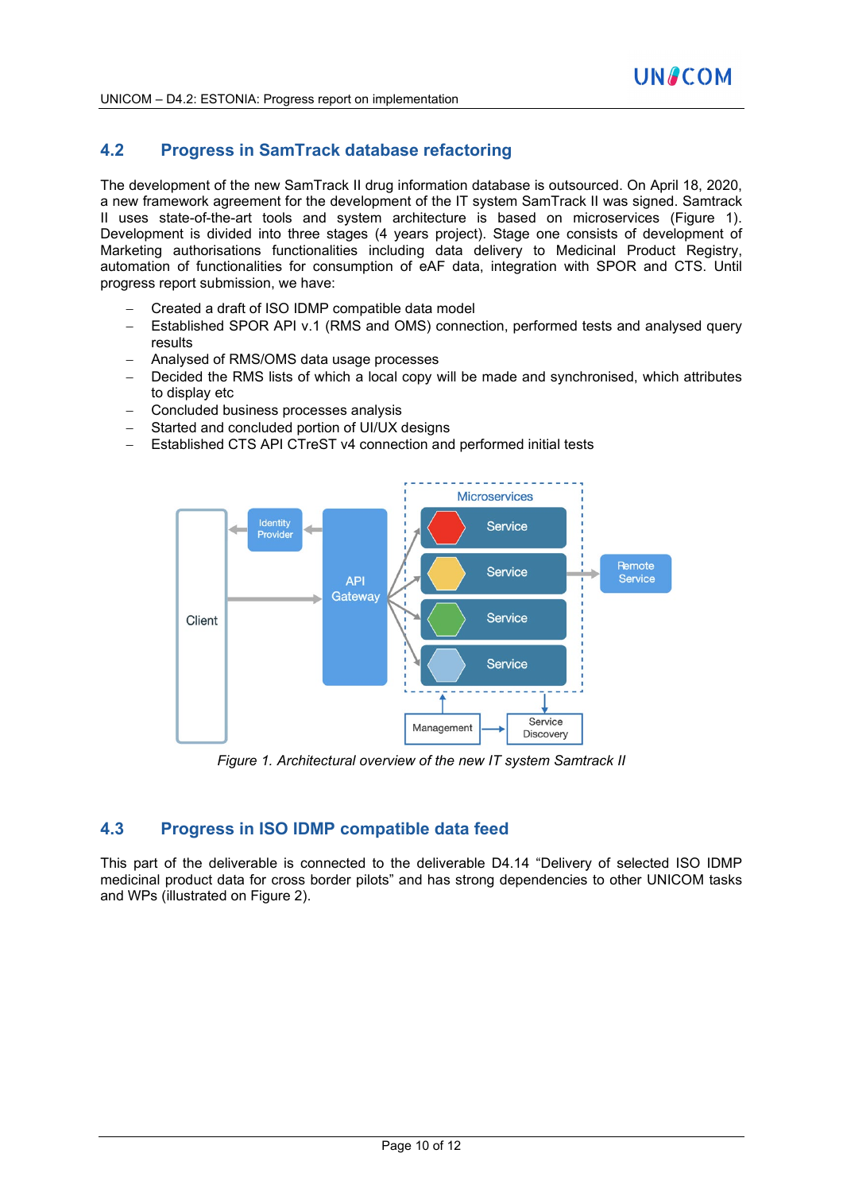## 4.2 Progress in SamTrack database refactoring

The development of the new SamTrack II drug information database is outsourced. On April 18, 2020, a new framework agreement for the development of the IT system SamTrack II was signed. Samtrack II uses state-of-the-art tools and system architecture is based on microservices (Figure 1). Development is divided into three stages (4 years project). Stage one consists of development of Marketing authorisations functionalities including data delivery to Medicinal Product Registry, automation of functionalities for consumption of eAF data, integration with SPOR and CTS. Until progress report submission, we have:

- Created a draft of ISO IDMP compatible data model
- Established SPOR API v.1 (RMS and OMS) connection, performed tests and analysed query results
- Analysed of RMS/OMS data usage processes
- Decided the RMS lists of which a local copy will be made and synchronised, which attributes to display etc
- Concluded business processes analysis
- Started and concluded portion of UI/UX designs
- Established CTS API CTreST v4 connection and performed initial tests

*Figure 1. Architectural overview of the new IT system Samtrack II*

## 4.3 Progress in ISO IDMP compatible data feed

This part of the deliverable is connected to the deliverable D4.14 "Delivery of selected ISO IDMP medicinal product data for cross border pilots" and has strong dependencies to other UNICOM tasks and WPs (illustrated on Figure 2).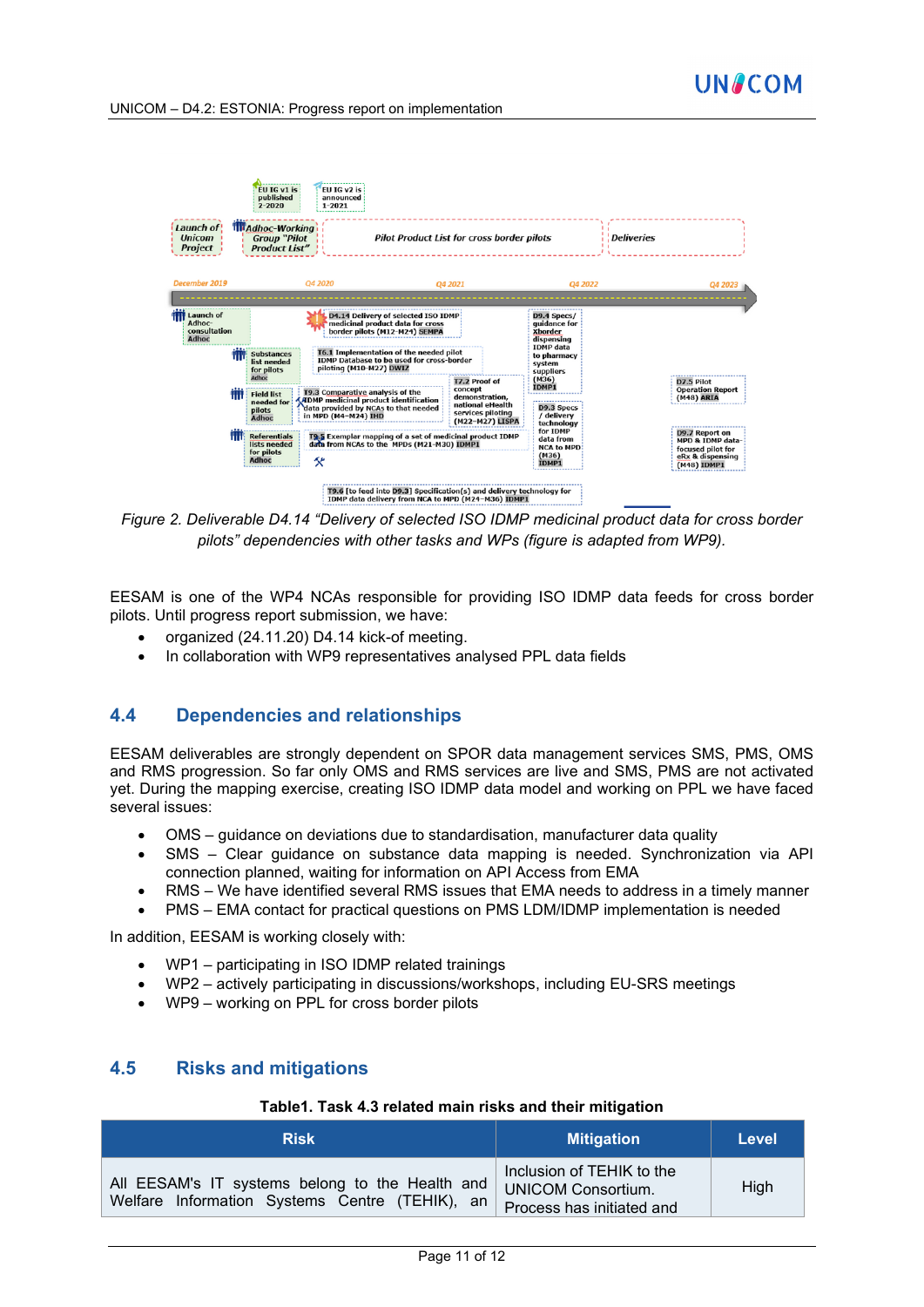*Figure 2. Deliverable D4.14 "Delivery of selected ISO IDMP medicinal product data for cross border pilots" dependencies with other tasks and WPs (figure is adapted from WP9).*

EESAM is one of the WP4 NCAs responsible for providing ISO IDMP data feeds for cross border pilots. Until progress report submission, we have:

- organized (24.11.20) D4.14 kick-of meeting.
- In collaboration with WP9 representatives analysed PPL data fields

## 4.4 Dependencies and relationships

EESAM deliverables are strongly dependent on SPOR data management services SMS, PMS, OMS and RMS progression. So far only OMS and RMS services are live and SMS, PMS are not activated yet. During the mapping exercise, creating ISO IDMP data model and working on PPL we have faced several issues:

- OMS – guidance on deviations due to standardisation, manufacturer data quality
- SMS – Clear guidance on substance data mapping is needed. Synchronization via API connection planned, waiting for information on API Access from EMA
- RMS – We have identified several RMS issues that EMA needs to address in a timely manner
- PMS – EMA contact for practical questions on PMS LDM/IDMP implementation is needed

In addition, EESAM is working closely with:

- WP1 – participating in ISO IDMP related trainings
- WP2 – actively participating in discussions/workshops, including EU-SRS meetings
- WP9 – working on PPL for cross border pilots

## 4.5 Risks and mitigations

**Table1. Task 4.3 related main risks and their mitigation**

| Risk | Mitigation | Level |
|---|---|---|
| All EESAM's IT systems belong to the Health and Welfare Information Systems Centre (TEHIK), an | Inclusion of TEHIK to the UNICOM Consortium. Process has initiated and | High |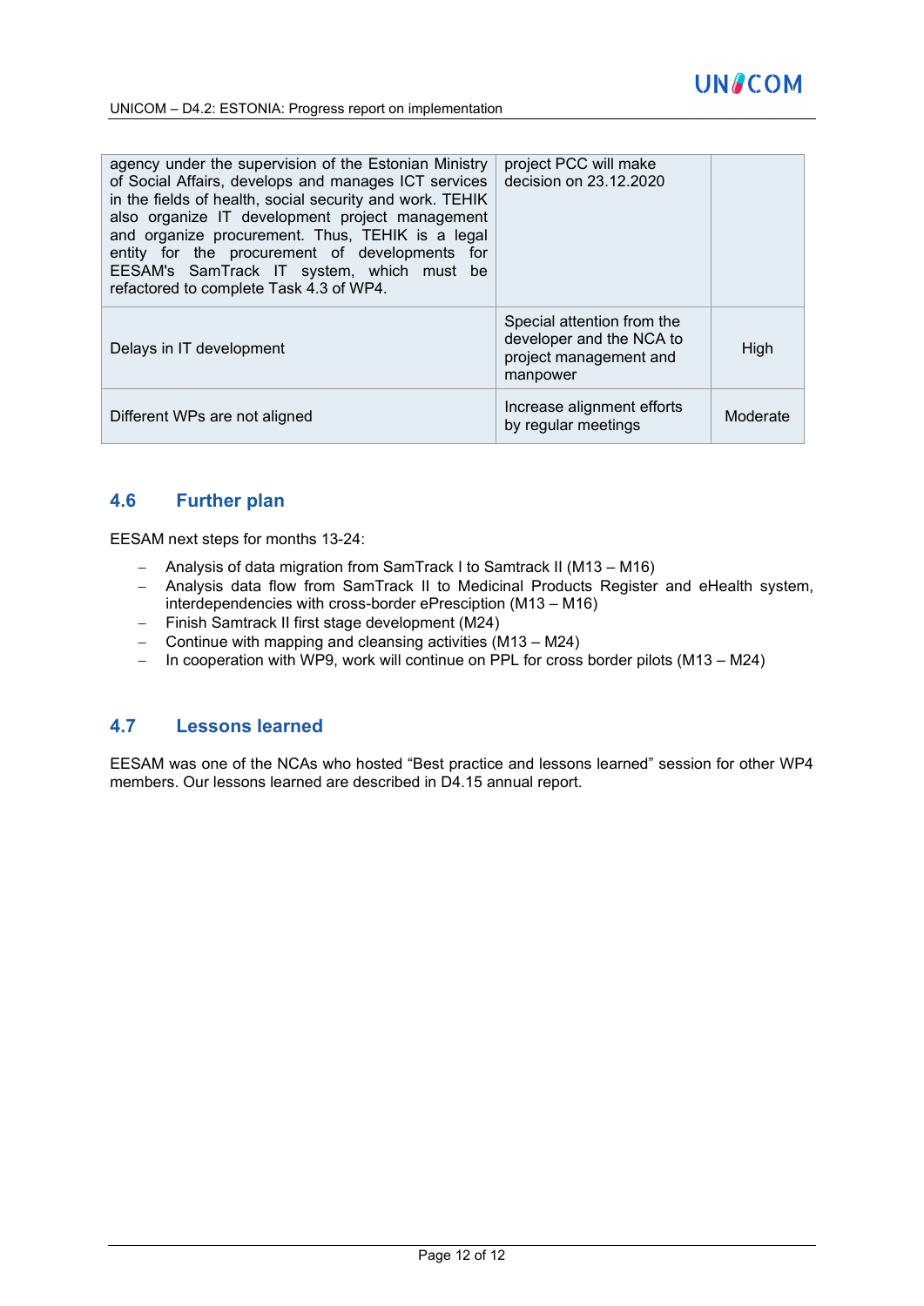| | | |
|---|---|---|
| agency under the supervision of the Estonian Ministry of Social Affairs, develops and manages ICT services in the fields of health, social security and work. TEHIK also organize IT development project management and organize procurement. Thus, TEHIK is a legal entity for the procurement of developments for EESAM's SamTrack IT system, which must be refactored to complete Task 4.3 of WP4. | project PCC will make decision on 23.12.2020 | |
| Delays in IT development | Special attention from the developer and the NCA to project management and manpower | High |
| Different WPs are not aligned | Increase alignment efforts by regular meetings | Moderate |

## 4.6 Further plan

EESAM next steps for months 13-24:

- Analysis of data migration from SamTrack I to Samtrack II (M13 – M16)
- Analysis data flow from SamTrack II to Medicinal Products Register and eHealth system, interdependencies with cross-border ePresciption (M13 – M16)
- Finish Samtrack II first stage development (M24)
- Continue with mapping and cleansing activities (M13 – M24)
- In cooperation with WP9, work will continue on PPL for cross border pilots (M13 – M24)

## 4.7 Lessons learned

EESAM was one of the NCAs who hosted "Best practice and lessons learned" session for other WP4 members. Our lessons learned are described in D4.15 annual report.